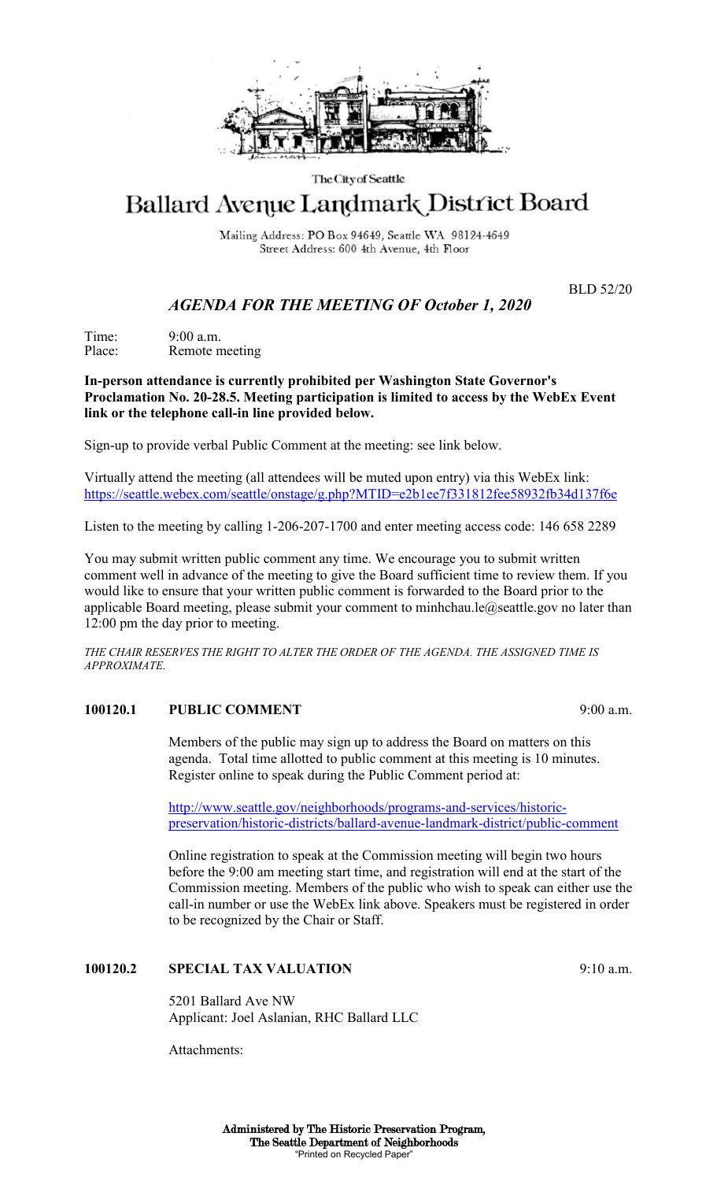The City of Seattle

# Ballard Avenue Landmark District Board

Mailing Address: PO Box 94649, Seattle WA 98124-4649
Street Address: 600 4th Avenue, 4th Floor

BLD 52/20

## *AGENDA FOR THE MEETING OF October 1, 2020*

Time: 9:00 a.m.
Place: Remote meeting

**In-person attendance is currently prohibited per Washington State Governor's Proclamation No. 20-28.5. Meeting participation is limited to access by the WebEx Event link or the telephone call-in line provided below.**

Sign-up to provide verbal Public Comment at the meeting: see link below.

Virtually attend the meeting (all attendees will be muted upon entry) via this WebEx link: https://seattle.webex.com/seattle/onstage/g.php?MTID=e2b1ee7f331812fee58932fb34d137f6e

Listen to the meeting by calling 1-206-207-1700 and enter meeting access code: 146 658 2289

You may submit written public comment any time. We encourage you to submit written comment well in advance of the meeting to give the Board sufficient time to review them. If you would like to ensure that your written public comment is forwarded to the Board prior to the applicable Board meeting, please submit your comment to minhchau.le@seattle.gov no later than 12:00 pm the day prior to meeting.

*THE CHAIR RESERVES THE RIGHT TO ALTER THE ORDER OF THE AGENDA. THE ASSIGNED TIME IS APPROXIMATE.*

**100120.1 PUBLIC COMMENT** 9:00 a.m.

Members of the public may sign up to address the Board on matters on this agenda. Total time allotted to public comment at this meeting is 10 minutes. Register online to speak during the Public Comment period at:

http://www.seattle.gov/neighborhoods/programs-and-services/historic-preservation/historic-districts/ballard-avenue-landmark-district/public-comment

Online registration to speak at the Commission meeting will begin two hours before the 9:00 am meeting start time, and registration will end at the start of the Commission meeting. Members of the public who wish to speak can either use the call-in number or use the WebEx link above. Speakers must be registered in order to be recognized by the Chair or Staff.

**100120.2 SPECIAL TAX VALUATION** 9:10 a.m.

5201 Ballard Ave NW
Applicant: Joel Aslanian, RHC Ballard LLC

Attachments:

**Administered by The Historic Preservation Program,**
**The Seattle Department of Neighborhoods**
"Printed on Recycled Paper"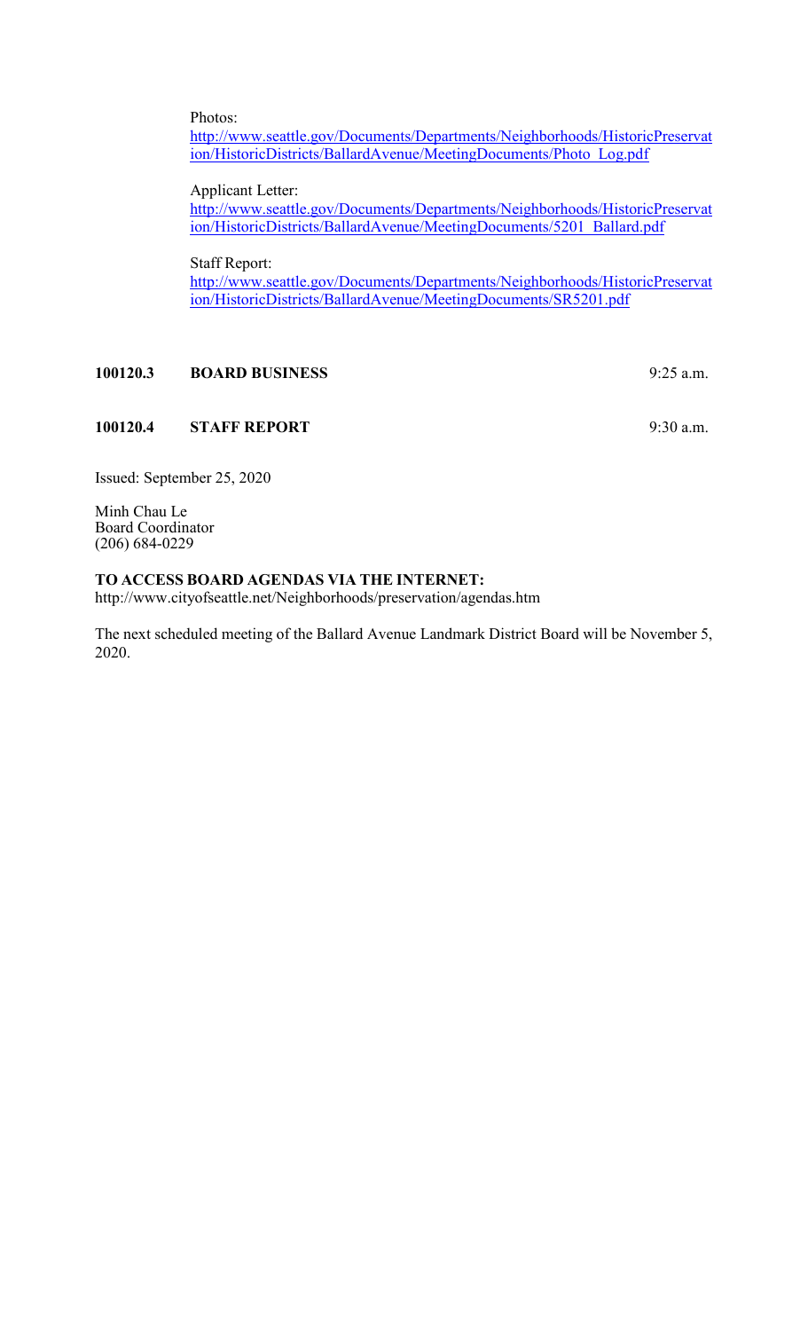Photos:
[http://www.seattle.gov/Documents/Departments/Neighborhoods/HistoricPreservation/HistoricDistricts/BallardAvenue/MeetingDocuments/Photo_Log.pdf](http://www.seattle.gov/Documents/Departments/Neighborhoods/HistoricPreservation/HistoricDistricts/BallardAvenue/MeetingDocuments/Photo_Log.pdf)

Applicant Letter:
[http://www.seattle.gov/Documents/Departments/Neighborhoods/HistoricPreservation/HistoricDistricts/BallardAvenue/MeetingDocuments/5201_Ballard.pdf](http://www.seattle.gov/Documents/Departments/Neighborhoods/HistoricPreservation/HistoricDistricts/BallardAvenue/MeetingDocuments/5201_Ballard.pdf)

Staff Report:
[http://www.seattle.gov/Documents/Departments/Neighborhoods/HistoricPreservation/HistoricDistricts/BallardAvenue/MeetingDocuments/SR5201.pdf](http://www.seattle.gov/Documents/Departments/Neighborhoods/HistoricPreservation/HistoricDistricts/BallardAvenue/MeetingDocuments/SR5201.pdf)

**100120.3 BOARD BUSINESS** 9:25 a.m.

**100120.4 STAFF REPORT** 9:30 a.m.

Issued: September 25, 2020

Minh Chau Le
Board Coordinator
(206) 684-0229

**TO ACCESS BOARD AGENDAS VIA THE INTERNET:**
http://www.cityofseattle.net/Neighborhoods/preservation/agendas.htm

The next scheduled meeting of the Ballard Avenue Landmark District Board will be November 5, 2020.